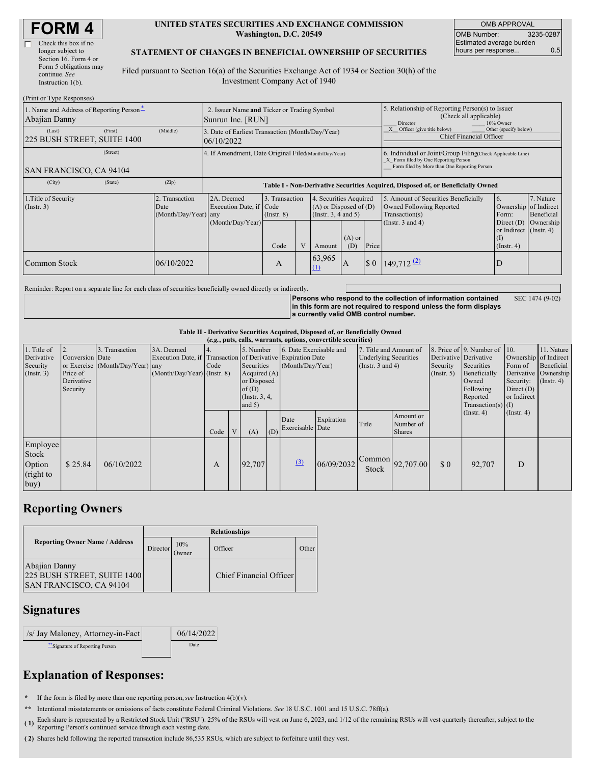# FORM 4

☐ Check this box if no longer subject to Section 16. Form 4 or Form 5 obligations may continue. *See* Instruction 1(b).

**UNITED STATES SECURITIES AND EXCHANGE COMMISSION**
**Washington, D.C. 20549**

**STATEMENT OF CHANGES IN BENEFICIAL OWNERSHIP OF SECURITIES**

Filed pursuant to Section 16(a) of the Securities Exchange Act of 1934 or Section 30(h) of the Investment Company Act of 1940

| OMB APPROVAL | |
|---|---|
| OMB Number: | 3235-0287 |
| Estimated average burden hours per response... | 0.5 |

(Print or Type Responses)

| 1. Name and Address of Reporting Person* | 2. Issuer Name and Ticker or Trading Symbol | 5. Relationship of Reporting Person(s) to Issuer (Check all applicable) |
|---|---|---|
| Abajian Danny | Sunrun Inc. [RUN] | ___ Director ___ 10% Owner |
| (Last) (First) (Middle) | 3. Date of Earliest Transaction (Month/Day/Year) | _X_ Officer (give title below) ___ Other (specify below) |
| 225 BUSH STREET, SUITE 1400 | 06/10/2022 | Chief Financial Officer |
| (Street) | 4. If Amendment, Date Original Filed (Month/Day/Year) | 6. Individual or Joint/Group Filing (Check Applicable Line) |
| SAN FRANCISCO, CA 94104 | | _X_ Form filed by One Reporting Person ___ Form filed by More than One Reporting Person |
| (City) (State) (Zip) | | |

**Table I - Non-Derivative Securities Acquired, Disposed of, or Beneficially Owned**

| 1.Title of Security (Instr. 3) | 2. Transaction Date (Month/Day/Year) | 2A. Deemed Execution Date, if any (Month/Day/Year) | 3. Transaction Code (Instr. 8) | | 4. Securities Acquired (A) or Disposed of (D) (Instr. 3, 4 and 5) | | | 5. Amount of Securities Beneficially Owned Following Reported Transaction(s) (Instr. 3 and 4) | 6. Ownership Form: Direct (D) or Indirect (I) (Instr. 4) | 7. Nature of Indirect Beneficial Ownership (Instr. 4) |
|---|---|---|---|---|---|---|---|---|---|---|
| | | | Code | V | Amount | (A) or (D) | Price | | | |
| Common Stock | 06/10/2022 | | A | | 63,965 (1) | A | $ 0 | 149,712 (2) | D | |

Reminder: Report on a separate line for each class of securities beneficially owned directly or indirectly.

**Persons who respond to the collection of information contained in this form are not required to respond unless the form displays a currently valid OMB control number.**

SEC 1474 (9-02)

**Table II - Derivative Securities Acquired, Disposed of, or Beneficially Owned**
***(e.g., puts, calls, warrants, options, convertible securities)***

| 1. Title of Derivative Security (Instr. 3) | 2. Conversion or Exercise Price of Derivative Security | 3. Transaction Date (Month/Day/Year) | 3A. Deemed Execution Date, if any (Month/Day/Year) | 4. Transaction Code (Instr. 8) | | 5. Number of Derivative Securities Acquired (A) or Disposed of (D) (Instr. 3, 4, and 5) | | 6. Date Exercisable and Expiration Date (Month/Day/Year) | | 7. Title and Amount of Underlying Securities (Instr. 3 and 4) | | 8. Price of Derivative Security (Instr. 5) | 9. Number of Derivative Securities Beneficially Owned Following Reported Transaction(s) (Instr. 4) | 10. Ownership Form of Derivative Security: Direct (D) or Indirect (I) (Instr. 4) | 11. Nature of Indirect Beneficial Ownership (Instr. 4) |
|---|---|---|---|---|---|---|---|---|---|---|---|---|---|---|---|
| | | | | Code | V | (A) | (D) | Date Exercisable | Expiration Date | Title | Amount or Number of Shares | | | | |
| Employee Stock Option (right to buy) | $ 25.84 | 06/10/2022 | | A | | 92,707 | | (3) | 06/09/2032 | Common Stock | 92,707.00 | $ 0 | 92,707 | D | |

## Reporting Owners

| Reporting Owner Name / Address | Relationships | | | |
|---|---|---|---|---|
| | Director | 10% Owner | Officer | Other |
| Abajian Danny<br>225 BUSH STREET, SUITE 1400<br>SAN FRANCISCO, CA 94104 | | | Chief Financial Officer | |

## Signatures

| /s/ Jay Maloney, Attorney-in-Fact | 06/14/2022 |
|---|---|
| **Signature of Reporting Person | Date |

## Explanation of Responses:

\* If the form is filed by more than one reporting person, *see* Instruction 4(b)(v).

** Intentional misstatements or omissions of facts constitute Federal Criminal Violations. *See* 18 U.S.C. 1001 and 15 U.S.C. 78ff(a).

**( 1)** Each share is represented by a Restricted Stock Unit ("RSU"). 25% of the RSUs will vest on June 6, 2023, and 1/12 of the remaining RSUs will vest quarterly thereafter, subject to the Reporting Person's continued service through each vesting date.

**( 2)** Shares held following the reported transaction include 86,535 RSUs, which are subject to forfeiture until they vest.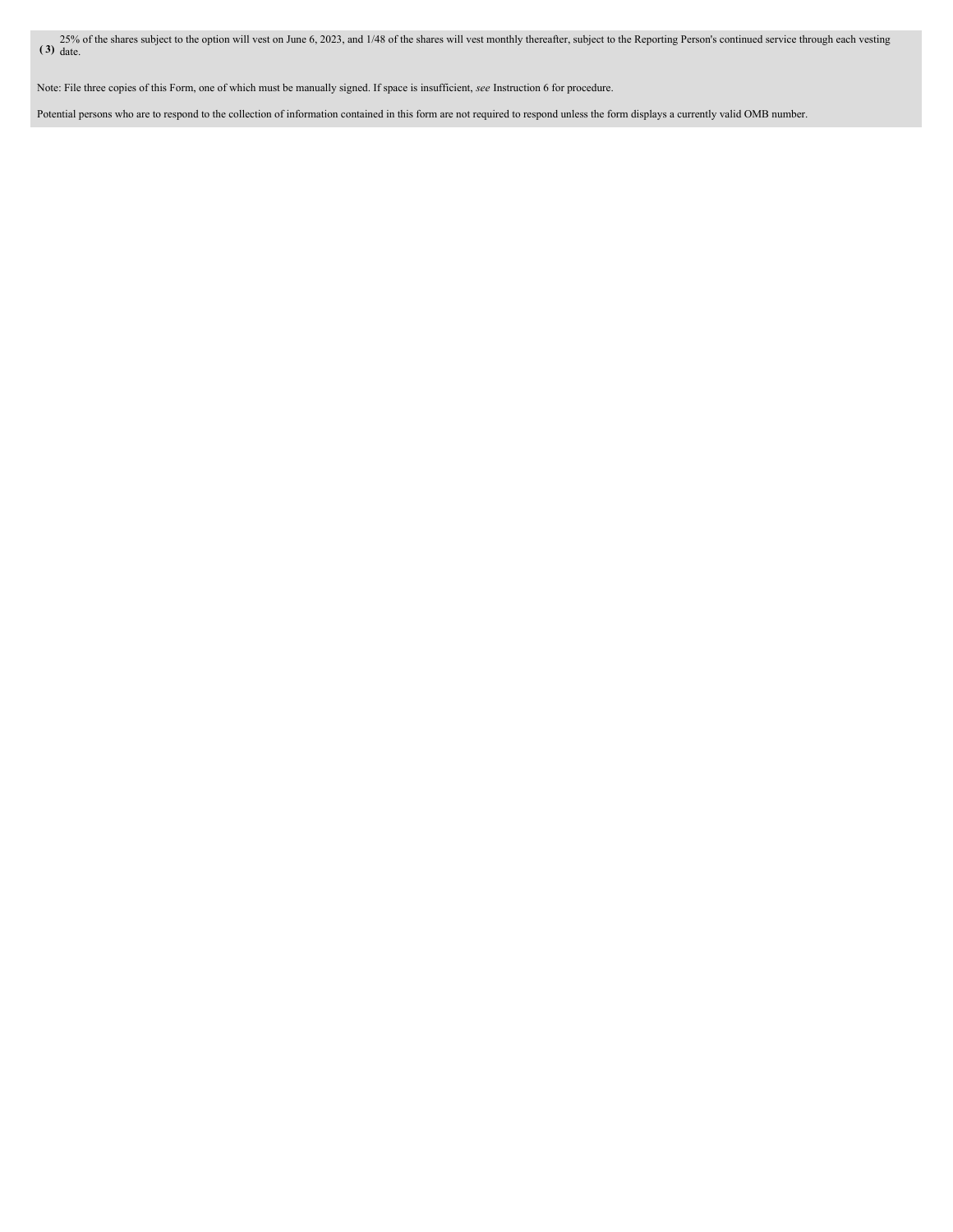(3) 25% of the shares subject to the option will vest on June 6, 2023, and 1/48 of the shares will vest monthly thereafter, subject to the Reporting Person's continued service through each vesting date.

Note: File three copies of this Form, one of which must be manually signed. If space is insufficient, *see* Instruction 6 for procedure.

Potential persons who are to respond to the collection of information contained in this form are not required to respond unless the form displays a currently valid OMB number.